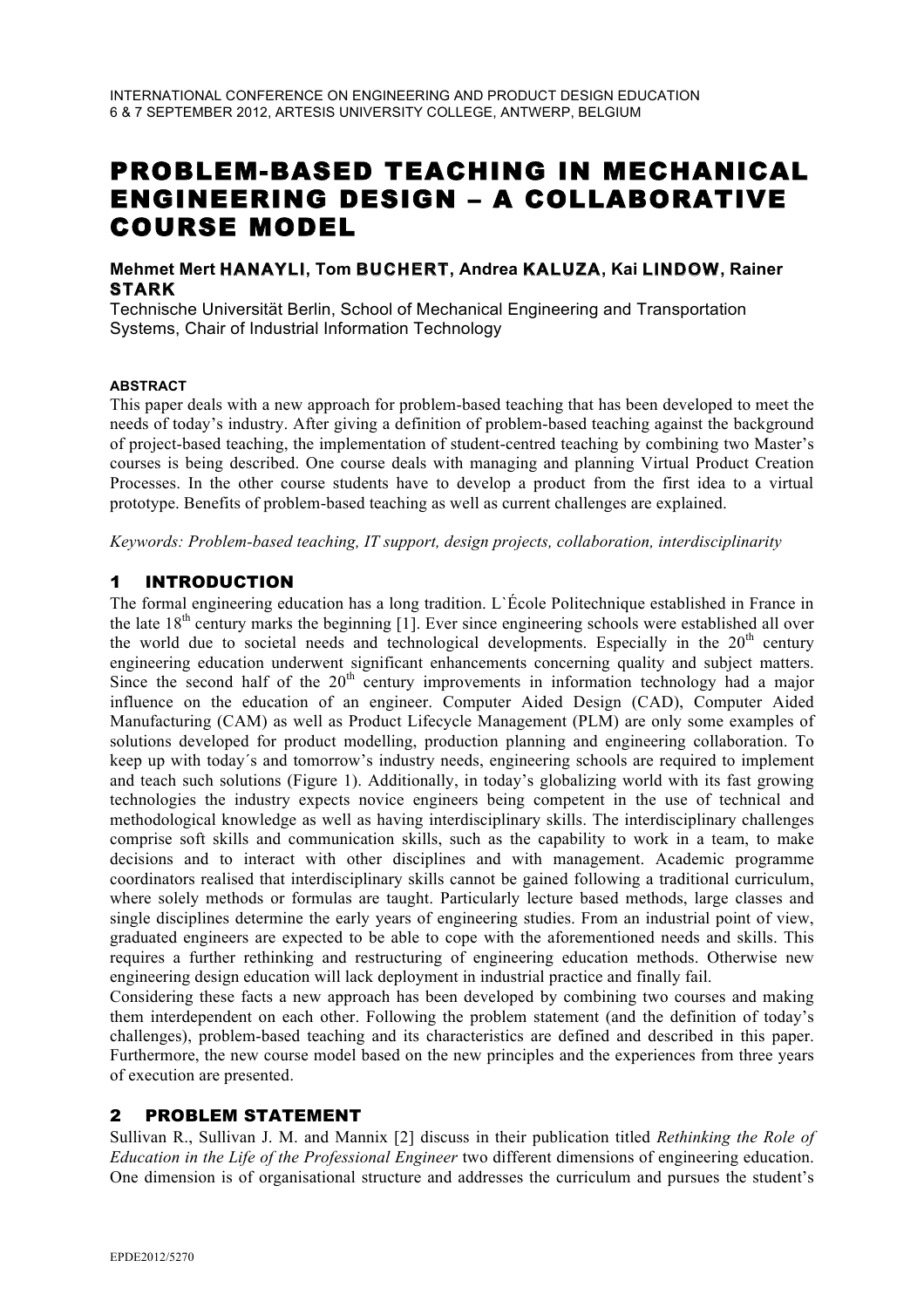# PROBLEM-BASED TEACHING IN MECHANICAL ENGINEERING DESIGN – A COLLABORATIVE COURSE MODEL

**Mehmet Mert HANAYLI, Tom BUCHERT, Andrea KALUZA, Kai LINDOW, Rainer STARK**

Technische Universität Berlin, School of Mechanical Engineering and Transportation Systems, Chair of Industrial Information Technology

**ABSTRACT**

This paper deals with a new approach for problem-based teaching that has been developed to meet the needs of today's industry. After giving a definition of problem-based teaching against the background of project-based teaching, the implementation of student-centred teaching by combining two Master's courses is being described. One course deals with managing and planning Virtual Product Creation Processes. In the other course students have to develop a product from the first idea to a virtual prototype. Benefits of problem-based teaching as well as current challenges are explained.

*Keywords: Problem-based teaching, IT support, design projects, collaboration, interdisciplinarity*

## 1 INTRODUCTION

The formal engineering education has a long tradition. L`École Politechnique established in France in the late 18th century marks the beginning [1]. Ever since engineering schools were established all over the world due to societal needs and technological developments. Especially in the 20th century engineering education underwent significant enhancements concerning quality and subject matters. Since the second half of the 20th century improvements in information technology had a major influence on the education of an engineer. Computer Aided Design (CAD), Computer Aided Manufacturing (CAM) as well as Product Lifecycle Management (PLM) are only some examples of solutions developed for product modelling, production planning and engineering collaboration. To keep up with today´s and tomorrow's industry needs, engineering schools are required to implement and teach such solutions (Figure 1). Additionally, in today's globalizing world with its fast growing technologies the industry expects novice engineers being competent in the use of technical and methodological knowledge as well as having interdisciplinary skills. The interdisciplinary challenges comprise soft skills and communication skills, such as the capability to work in a team, to make decisions and to interact with other disciplines and with management. Academic programme coordinators realised that interdisciplinary skills cannot be gained following a traditional curriculum, where solely methods or formulas are taught. Particularly lecture based methods, large classes and single disciplines determine the early years of engineering studies. From an industrial point of view, graduated engineers are expected to be able to cope with the aforementioned needs and skills. This requires a further rethinking and restructuring of engineering education methods. Otherwise new engineering design education will lack deployment in industrial practice and finally fail.

Considering these facts a new approach has been developed by combining two courses and making them interdependent on each other. Following the problem statement (and the definition of today's challenges), problem-based teaching and its characteristics are defined and described in this paper. Furthermore, the new course model based on the new principles and the experiences from three years of execution are presented.

## 2 PROBLEM STATEMENT

Sullivan R., Sullivan J. M. and Mannix [2] discuss in their publication titled *Rethinking the Role of Education in the Life of the Professional Engineer* two different dimensions of engineering education. One dimension is of organisational structure and addresses the curriculum and pursues the student's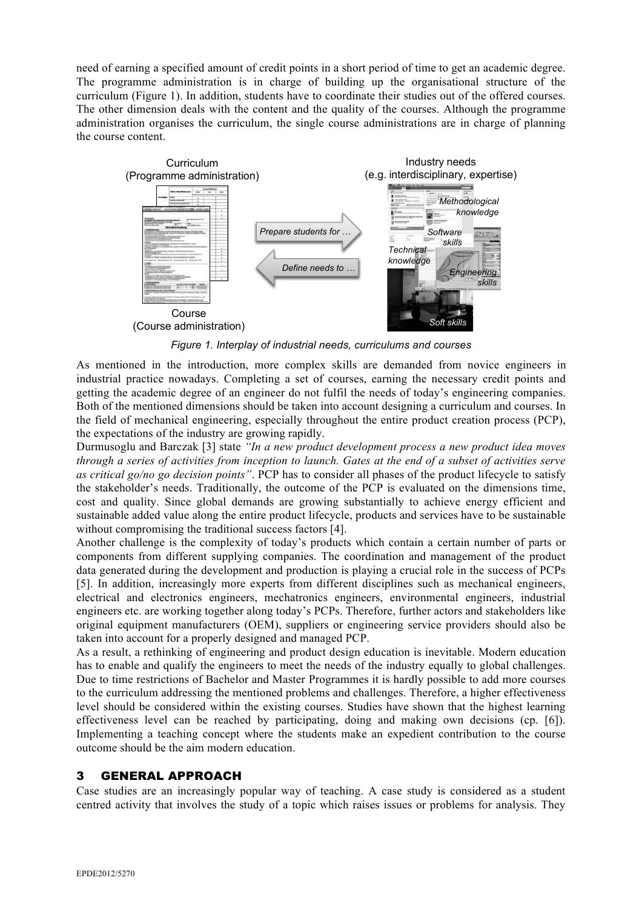need of earning a specified amount of credit points in a short period of time to get an academic degree. The programme administration is in charge of building up the organisational structure of the curriculum (Figure 1). In addition, students have to coordinate their studies out of the offered courses. The other dimension deals with the content and the quality of the courses. Although the programme administration organises the curriculum, the single course administrations are in charge of planning the course content.

*Figure 1. Interplay of industrial needs, curriculums and courses*

As mentioned in the introduction, more complex skills are demanded from novice engineers in industrial practice nowadays. Completing a set of courses, earning the necessary credit points and getting the academic degree of an engineer do not fulfil the needs of today's engineering companies. Both of the mentioned dimensions should be taken into account designing a curriculum and courses. In the field of mechanical engineering, especially throughout the entire product creation process (PCP), the expectations of the industry are growing rapidly.

Durmusoglu and Barczak [3] state *"In a new product development process a new product idea moves through a series of activities from inception to launch. Gates at the end of a subset of activities serve as critical go/no go decision points"*. PCP has to consider all phases of the product lifecycle to satisfy the stakeholder's needs. Traditionally, the outcome of the PCP is evaluated on the dimensions time, cost and quality. Since global demands are growing substantially to achieve energy efficient and sustainable added value along the entire product lifecycle, products and services have to be sustainable without compromising the traditional success factors [4].

Another challenge is the complexity of today's products which contain a certain number of parts or components from different supplying companies. The coordination and management of the product data generated during the development and production is playing a crucial role in the success of PCPs [5]. In addition, increasingly more experts from different disciplines such as mechanical engineers, electrical and electronics engineers, mechatronics engineers, environmental engineers, industrial engineers etc. are working together along today's PCPs. Therefore, further actors and stakeholders like original equipment manufacturers (OEM), suppliers or engineering service providers should also be taken into account for a properly designed and managed PCP.

As a result, a rethinking of engineering and product design education is inevitable. Modern education has to enable and qualify the engineers to meet the needs of the industry equally to global challenges. Due to time restrictions of Bachelor and Master Programmes it is hardly possible to add more courses to the curriculum addressing the mentioned problems and challenges. Therefore, a higher effectiveness level should be considered within the existing courses. Studies have shown that the highest learning effectiveness level can be reached by participating, doing and making own decisions (cp. [6]). Implementing a teaching concept where the students make an expedient contribution to the course outcome should be the aim modern education.

## 3 GENERAL APPROACH

Case studies are an increasingly popular way of teaching. A case study is considered as a student centred activity that involves the study of a topic which raises issues or problems for analysis. They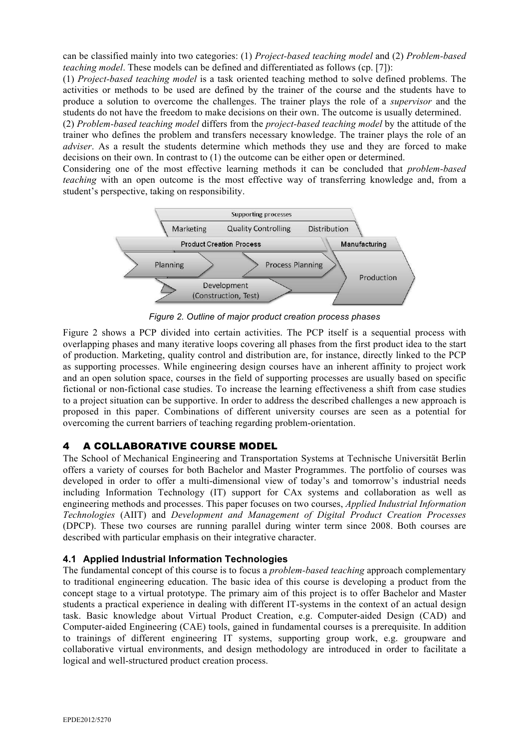can be classified mainly into two categories: (1) *Project-based teaching model* and (2) *Problem-based teaching model*. These models can be defined and differentiated as follows (cp. [7]):

(1) *Project-based teaching model* is a task oriented teaching method to solve defined problems. The activities or methods to be used are defined by the trainer of the course and the students have to produce a solution to overcome the challenges. The trainer plays the role of a *supervisor* and the students do not have the freedom to make decisions on their own. The outcome is usually determined.

(2) *Problem-based teaching model* differs from the *project-based teaching model* by the attitude of the trainer who defines the problem and transfers necessary knowledge. The trainer plays the role of an *adviser*. As a result the students determine which methods they use and they are forced to make decisions on their own. In contrast to (1) the outcome can be either open or determined.

Considering one of the most effective learning methods it can be concluded that *problem-based teaching* with an open outcome is the most effective way of transferring knowledge and, from a student's perspective, taking on responsibility.

*Figure 2. Outline of major product creation process phases*

Figure 2 shows a PCP divided into certain activities. The PCP itself is a sequential process with overlapping phases and many iterative loops covering all phases from the first product idea to the start of production. Marketing, quality control and distribution are, for instance, directly linked to the PCP as supporting processes. While engineering design courses have an inherent affinity to project work and an open solution space, courses in the field of supporting processes are usually based on specific fictional or non-fictional case studies. To increase the learning effectiveness a shift from case studies to a project situation can be supportive. In order to address the described challenges a new approach is proposed in this paper. Combinations of different university courses are seen as a potential for overcoming the current barriers of teaching regarding problem-orientation.

# 4 A COLLABORATIVE COURSE MODEL

The School of Mechanical Engineering and Transportation Systems at Technische Universität Berlin offers a variety of courses for both Bachelor and Master Programmes. The portfolio of courses was developed in order to offer a multi-dimensional view of today's and tomorrow's industrial needs including Information Technology (IT) support for CAx systems and collaboration as well as engineering methods and processes. This paper focuses on two courses, *Applied Industrial Information Technologies* (AIIT) and *Development and Management of Digital Product Creation Processes* (DPCP). These two courses are running parallel during winter term since 2008. Both courses are described with particular emphasis on their integrative character.

## 4.1 Applied Industrial Information Technologies

The fundamental concept of this course is to focus a *problem-based teaching* approach complementary to traditional engineering education. The basic idea of this course is developing a product from the concept stage to a virtual prototype. The primary aim of this project is to offer Bachelor and Master students a practical experience in dealing with different IT-systems in the context of an actual design task. Basic knowledge about Virtual Product Creation, e.g. Computer-aided Design (CAD) and Computer-aided Engineering (CAE) tools, gained in fundamental courses is a prerequisite. In addition to trainings of different engineering IT systems, supporting group work, e.g. groupware and collaborative virtual environments, and design methodology are introduced in order to facilitate a logical and well-structured product creation process.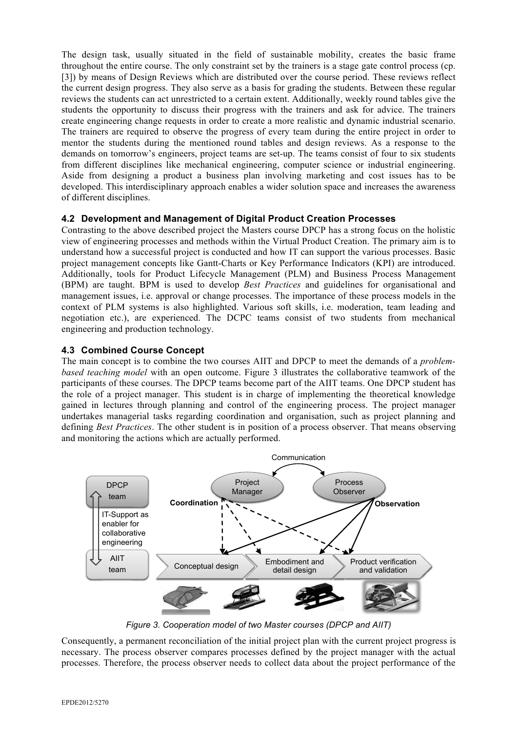The design task, usually situated in the field of sustainable mobility, creates the basic frame throughout the entire course. The only constraint set by the trainers is a stage gate control process (cp. [3]) by means of Design Reviews which are distributed over the course period. These reviews reflect the current design progress. They also serve as a basis for grading the students. Between these regular reviews the students can act unrestricted to a certain extent. Additionally, weekly round tables give the students the opportunity to discuss their progress with the trainers and ask for advice. The trainers create engineering change requests in order to create a more realistic and dynamic industrial scenario. The trainers are required to observe the progress of every team during the entire project in order to mentor the students during the mentioned round tables and design reviews. As a response to the demands on tomorrow's engineers, project teams are set-up. The teams consist of four to six students from different disciplines like mechanical engineering, computer science or industrial engineering. Aside from designing a product a business plan involving marketing and cost issues has to be developed. This interdisciplinary approach enables a wider solution space and increases the awareness of different disciplines.

### 4.2 Development and Management of Digital Product Creation Processes

Contrasting to the above described project the Masters course DPCP has a strong focus on the holistic view of engineering processes and methods within the Virtual Product Creation. The primary aim is to understand how a successful project is conducted and how IT can support the various processes. Basic project management concepts like Gantt-Charts or Key Performance Indicators (KPI) are introduced. Additionally, tools for Product Lifecycle Management (PLM) and Business Process Management (BPM) are taught. BPM is used to develop *Best Practices* and guidelines for organisational and management issues, i.e. approval or change processes. The importance of these process models in the context of PLM systems is also highlighted. Various soft skills, i.e. moderation, team leading and negotiation etc.), are experienced. The DCPC teams consist of two students from mechanical engineering and production technology.

### 4.3 Combined Course Concept

The main concept is to combine the two courses AIIT and DPCP to meet the demands of a *problem-based teaching model* with an open outcome. Figure 3 illustrates the collaborative teamwork of the participants of these courses. The DPCP teams become part of the AIIT teams. One DPCP student has the role of a project manager. This student is in charge of implementing the theoretical knowledge gained in lectures through planning and control of the engineering process. The project manager undertakes managerial tasks regarding coordination and organisation, such as project planning and defining *Best Practices*. The other student is in position of a process observer. That means observing and monitoring the actions which are actually performed.

*Figure 3. Cooperation model of two Master courses (DPCP and AIIT)*

Consequently, a permanent reconciliation of the initial project plan with the current project progress is necessary. The process observer compares processes defined by the project manager with the actual processes. Therefore, the process observer needs to collect data about the project performance of the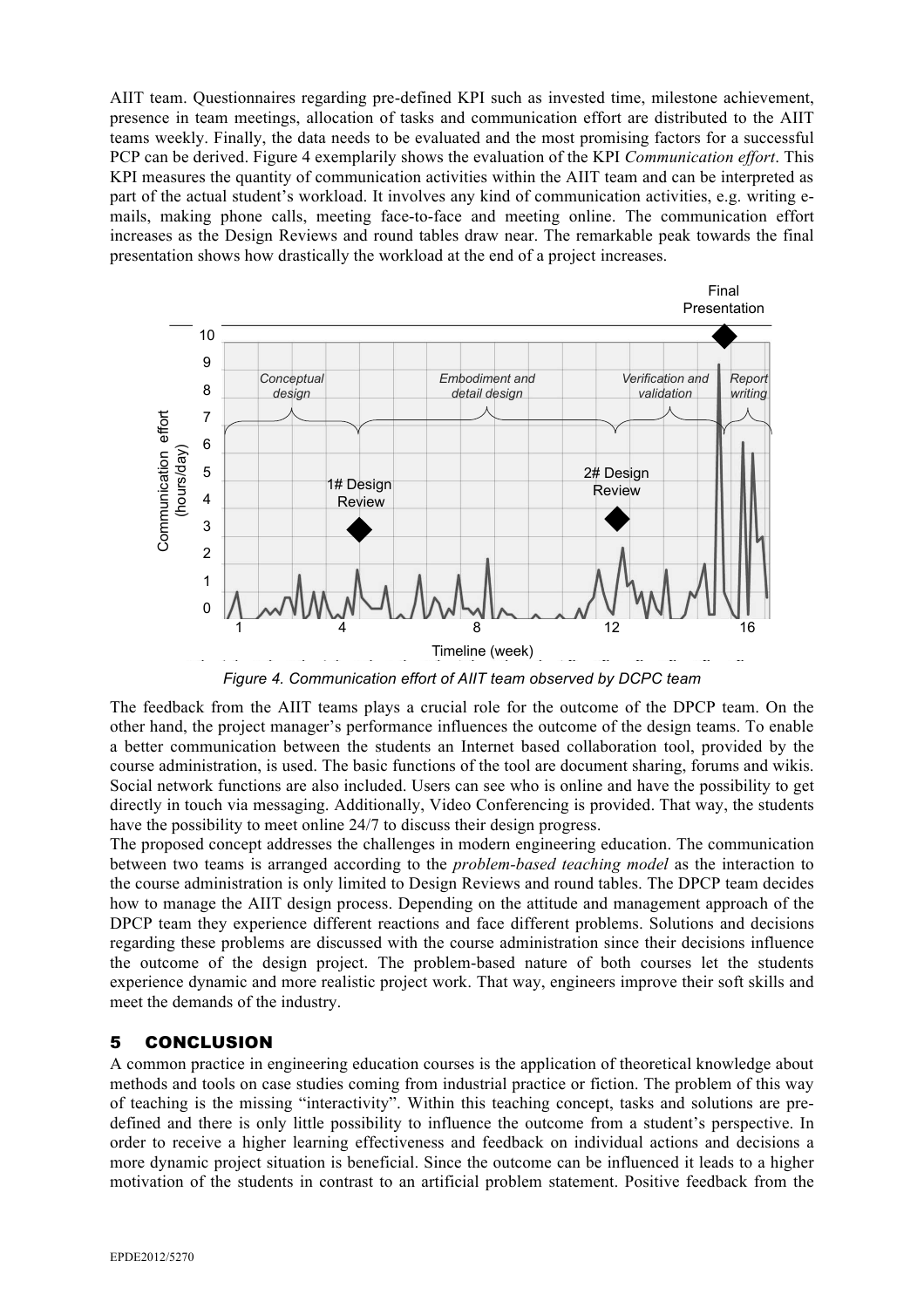AIIT team. Questionnaires regarding pre-defined KPI such as invested time, milestone achievement, presence in team meetings, allocation of tasks and communication effort are distributed to the AIIT teams weekly. Finally, the data needs to be evaluated and the most promising factors for a successful PCP can be derived. Figure 4 exemplarily shows the evaluation of the KPI *Communication effort*. This KPI measures the quantity of communication activities within the AIIT team and can be interpreted as part of the actual student's workload. It involves any kind of communication activities, e.g. writing e-mails, making phone calls, meeting face-to-face and meeting online. The communication effort increases as the Design Reviews and round tables draw near. The remarkable peak towards the final presentation shows how drastically the workload at the end of a project increases.

*Figure 4. Communication effort of AIIT team observed by DCPC team*

The feedback from the AIIT teams plays a crucial role for the outcome of the DPCP team. On the other hand, the project manager's performance influences the outcome of the design teams. To enable a better communication between the students an Internet based collaboration tool, provided by the course administration, is used. The basic functions of the tool are document sharing, forums and wikis. Social network functions are also included. Users can see who is online and have the possibility to get directly in touch via messaging. Additionally, Video Conferencing is provided. That way, the students have the possibility to meet online 24/7 to discuss their design progress.

The proposed concept addresses the challenges in modern engineering education. The communication between two teams is arranged according to the *problem-based teaching model* as the interaction to the course administration is only limited to Design Reviews and round tables. The DPCP team decides how to manage the AIIT design process. Depending on the attitude and management approach of the DPCP team they experience different reactions and face different problems. Solutions and decisions regarding these problems are discussed with the course administration since their decisions influence the outcome of the design project. The problem-based nature of both courses let the students experience dynamic and more realistic project work. That way, engineers improve their soft skills and meet the demands of the industry.

## 5 CONCLUSION

A common practice in engineering education courses is the application of theoretical knowledge about methods and tools on case studies coming from industrial practice or fiction. The problem of this way of teaching is the missing "interactivity". Within this teaching concept, tasks and solutions are pre-defined and there is only little possibility to influence the outcome from a student's perspective. In order to receive a higher learning effectiveness and feedback on individual actions and decisions a more dynamic project situation is beneficial. Since the outcome can be influenced it leads to a higher motivation of the students in contrast to an artificial problem statement. Positive feedback from the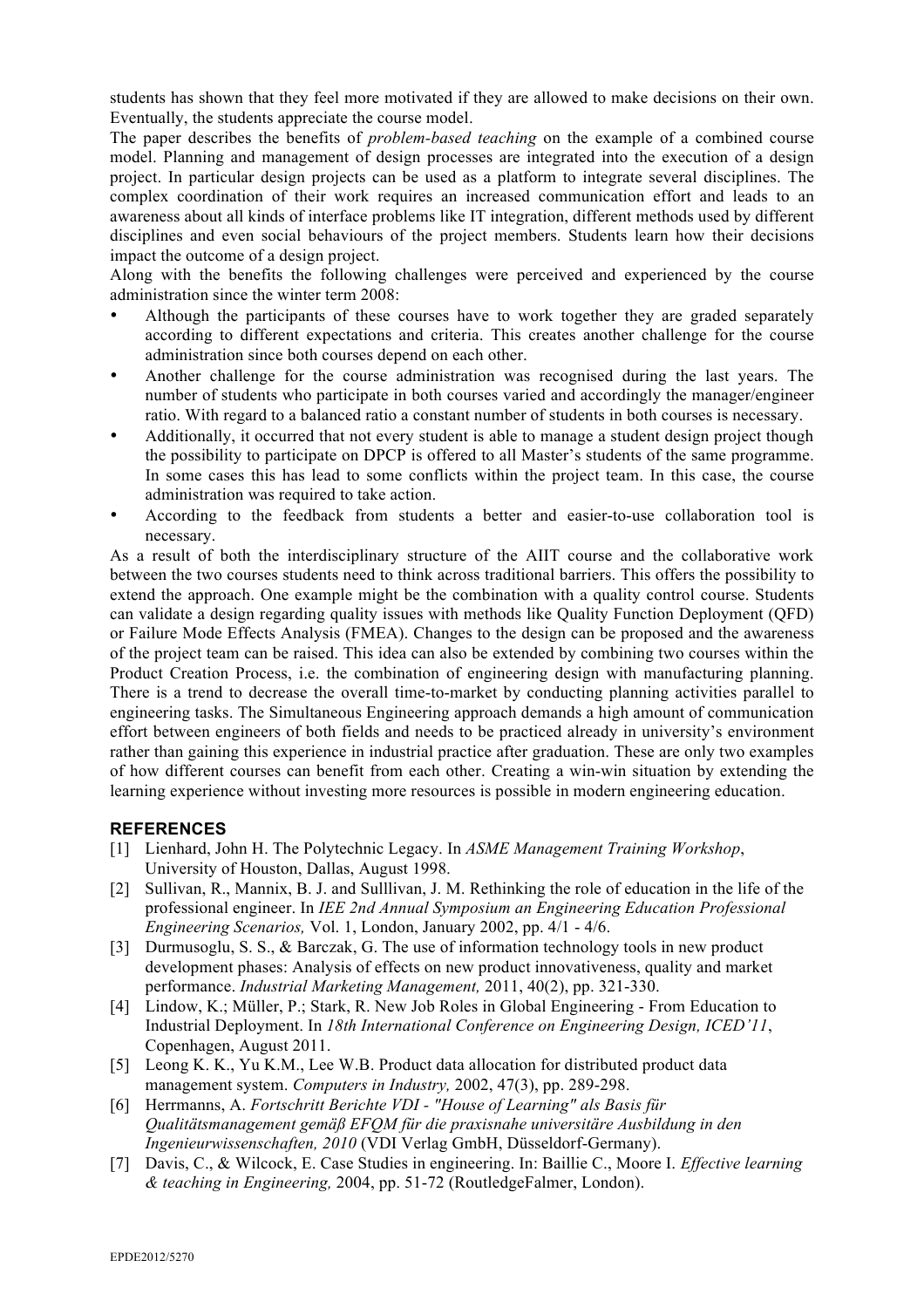students has shown that they feel more motivated if they are allowed to make decisions on their own. Eventually, the students appreciate the course model.

The paper describes the benefits of *problem-based teaching* on the example of a combined course model. Planning and management of design processes are integrated into the execution of a design project. In particular design projects can be used as a platform to integrate several disciplines. The complex coordination of their work requires an increased communication effort and leads to an awareness about all kinds of interface problems like IT integration, different methods used by different disciplines and even social behaviours of the project members. Students learn how their decisions impact the outcome of a design project.

Along with the benefits the following challenges were perceived and experienced by the course administration since the winter term 2008:

- Although the participants of these courses have to work together they are graded separately according to different expectations and criteria. This creates another challenge for the course administration since both courses depend on each other.
- Another challenge for the course administration was recognised during the last years. The number of students who participate in both courses varied and accordingly the manager/engineer ratio. With regard to a balanced ratio a constant number of students in both courses is necessary.
- Additionally, it occurred that not every student is able to manage a student design project though the possibility to participate on DPCP is offered to all Master's students of the same programme. In some cases this has lead to some conflicts within the project team. In this case, the course administration was required to take action.
- According to the feedback from students a better and easier-to-use collaboration tool is necessary.

As a result of both the interdisciplinary structure of the AIIT course and the collaborative work between the two courses students need to think across traditional barriers. This offers the possibility to extend the approach. One example might be the combination with a quality control course. Students can validate a design regarding quality issues with methods like Quality Function Deployment (QFD) or Failure Mode Effects Analysis (FMEA). Changes to the design can be proposed and the awareness of the project team can be raised. This idea can also be extended by combining two courses within the Product Creation Process, i.e. the combination of engineering design with manufacturing planning. There is a trend to decrease the overall time-to-market by conducting planning activities parallel to engineering tasks. The Simultaneous Engineering approach demands a high amount of communication effort between engineers of both fields and needs to be practiced already in university's environment rather than gaining this experience in industrial practice after graduation. These are only two examples of how different courses can benefit from each other. Creating a win-win situation by extending the learning experience without investing more resources is possible in modern engineering education.

## REFERENCES

[1] Lienhard, John H. The Polytechnic Legacy. In *ASME Management Training Workshop*, University of Houston, Dallas, August 1998.

[2] Sullivan, R., Mannix, B. J. and Sulllivan, J. M. Rethinking the role of education in the life of the professional engineer. In *IEE 2nd Annual Symposium an Engineering Education Professional Engineering Scenarios,* Vol. 1, London, January 2002, pp. 4/1 - 4/6.

[3] Durmusoglu, S. S., & Barczak, G. The use of information technology tools in new product development phases: Analysis of effects on new product innovativeness, quality and market performance. *Industrial Marketing Management,* 2011, 40(2), pp. 321-330.

[4] Lindow, K.; Müller, P.; Stark, R. New Job Roles in Global Engineering - From Education to Industrial Deployment. In *18th International Conference on Engineering Design, ICED'11*, Copenhagen, August 2011.

[5] Leong K. K., Yu K.M., Lee W.B. Product data allocation for distributed product data management system. *Computers in Industry,* 2002, 47(3), pp. 289-298.

[6] Herrmanns, A. *Fortschritt Berichte VDI - "House of Learning" als Basis für Qualitätsmanagement gemäß EFQM für die praxisnahe universitäre Ausbildung in den Ingenieurwissenschaften, 2010* (VDI Verlag GmbH, Düsseldorf-Germany).

[7] Davis, C., & Wilcock, E. Case Studies in engineering. In: Baillie C., Moore I. *Effective learning & teaching in Engineering,* 2004, pp. 51-72 (RoutledgeFalmer, London).